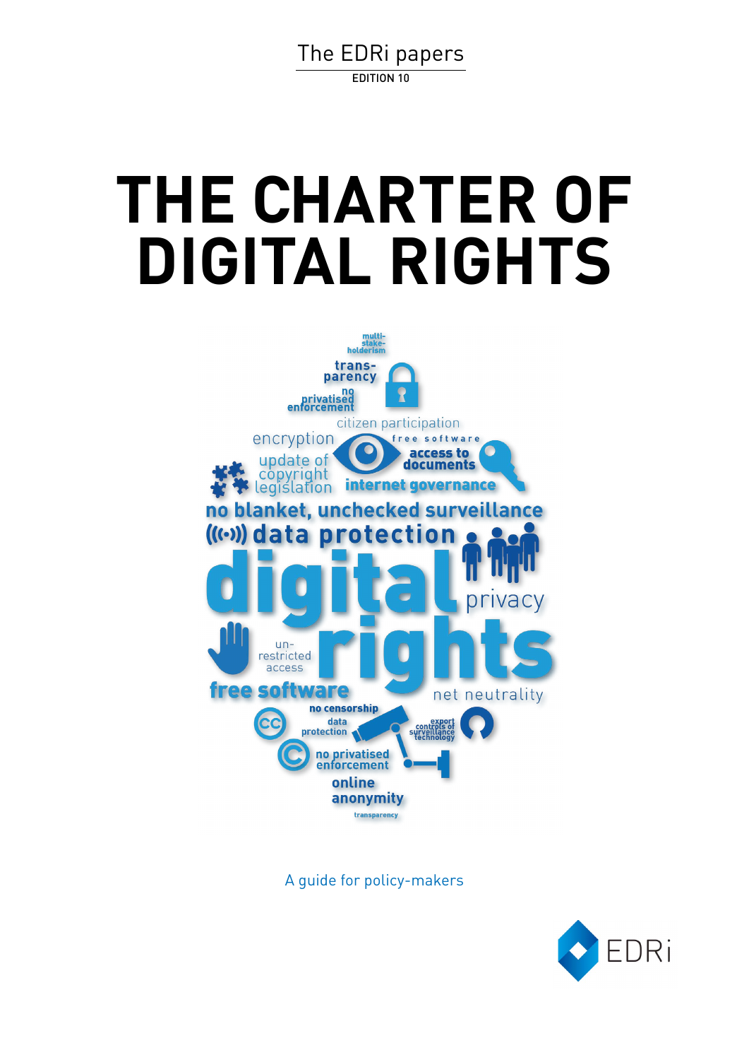The EDRi papers

EDITION 10

# THE CHARTER OF DIGITAL RIGHTS

A guide for policy-makers

EDRi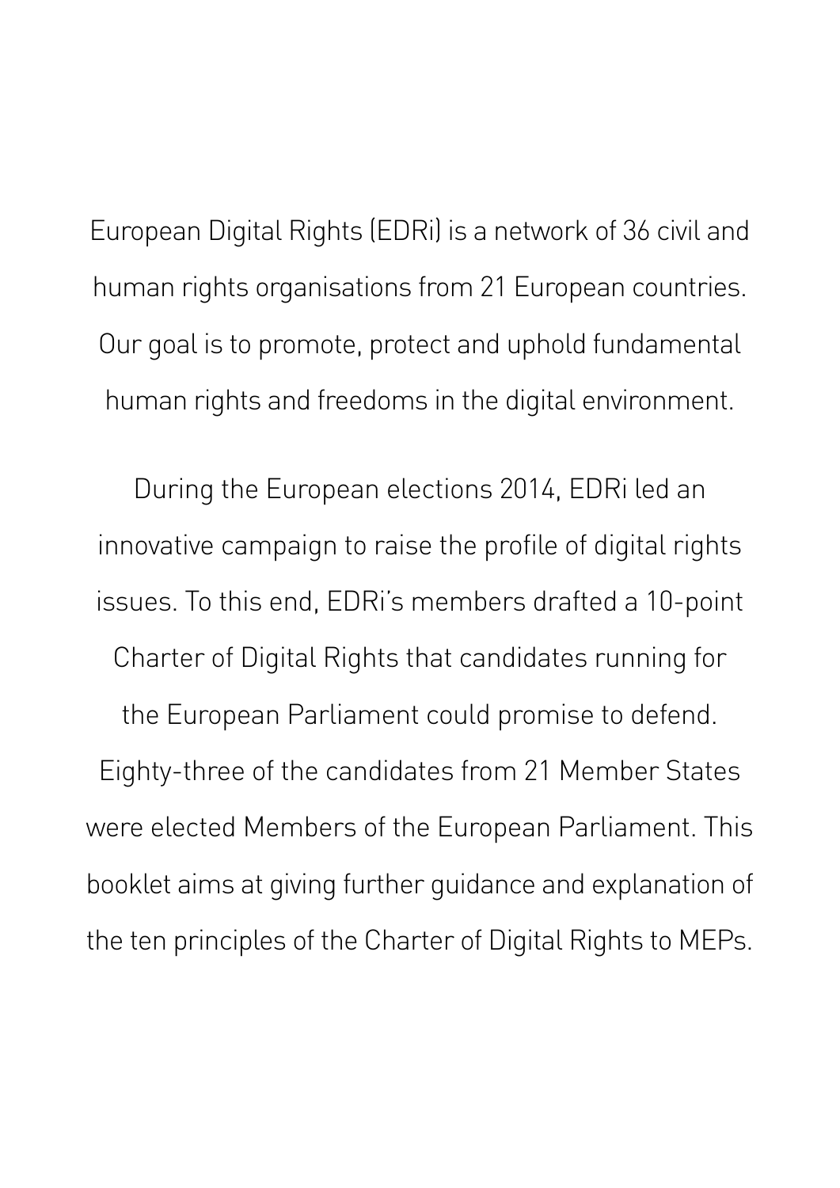European Digital Rights (EDRi) is a network of 36 civil and human rights organisations from 21 European countries. Our goal is to promote, protect and uphold fundamental human rights and freedoms in the digital environment.

During the European elections 2014, EDRi led an innovative campaign to raise the profile of digital rights issues. To this end, EDRi's members drafted a 10-point Charter of Digital Rights that candidates running for the European Parliament could promise to defend. Eighty-three of the candidates from 21 Member States were elected Members of the European Parliament. This booklet aims at giving further guidance and explanation of the ten principles of the Charter of Digital Rights to MEPs.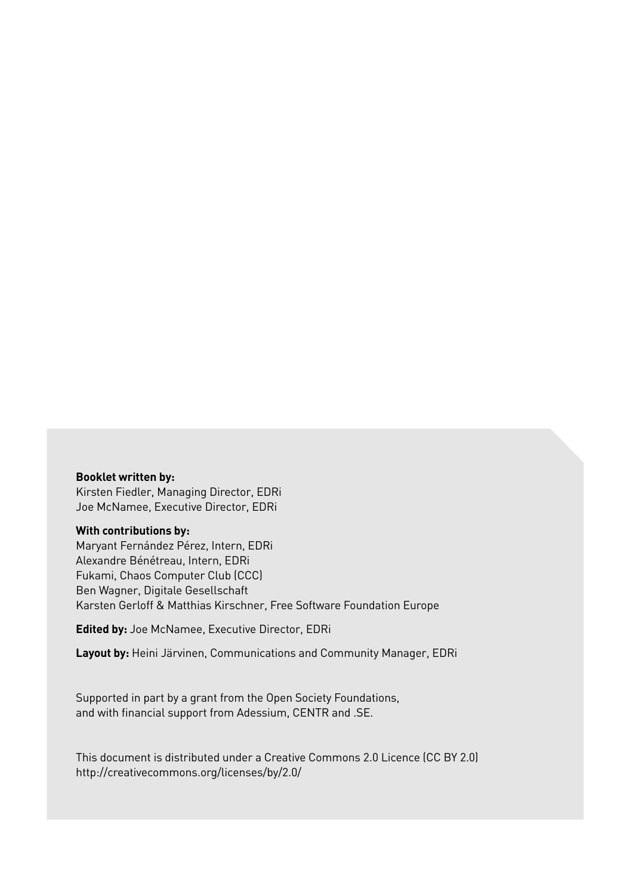**Booklet written by:**
Kirsten Fiedler, Managing Director, EDRi
Joe McNamee, Executive Director, EDRi

**With contributions by:**
Maryant Fernández Pérez, Intern, EDRi
Alexandre Bénétreau, Intern, EDRi
Fukami, Chaos Computer Club (CCC)
Ben Wagner, Digitale Gesellschaft
Karsten Gerloff & Matthias Kirschner, Free Software Foundation Europe

**Edited by:** Joe McNamee, Executive Director, EDRi

**Layout by:** Heini Järvinen, Communications and Community Manager, EDRi

Supported in part by a grant from the Open Society Foundations,
and with financial support from Adessium, CENTR and .SE.

This document is distributed under a Creative Commons 2.0 Licence (CC BY 2.0)
http://creativecommons.org/licenses/by/2.0/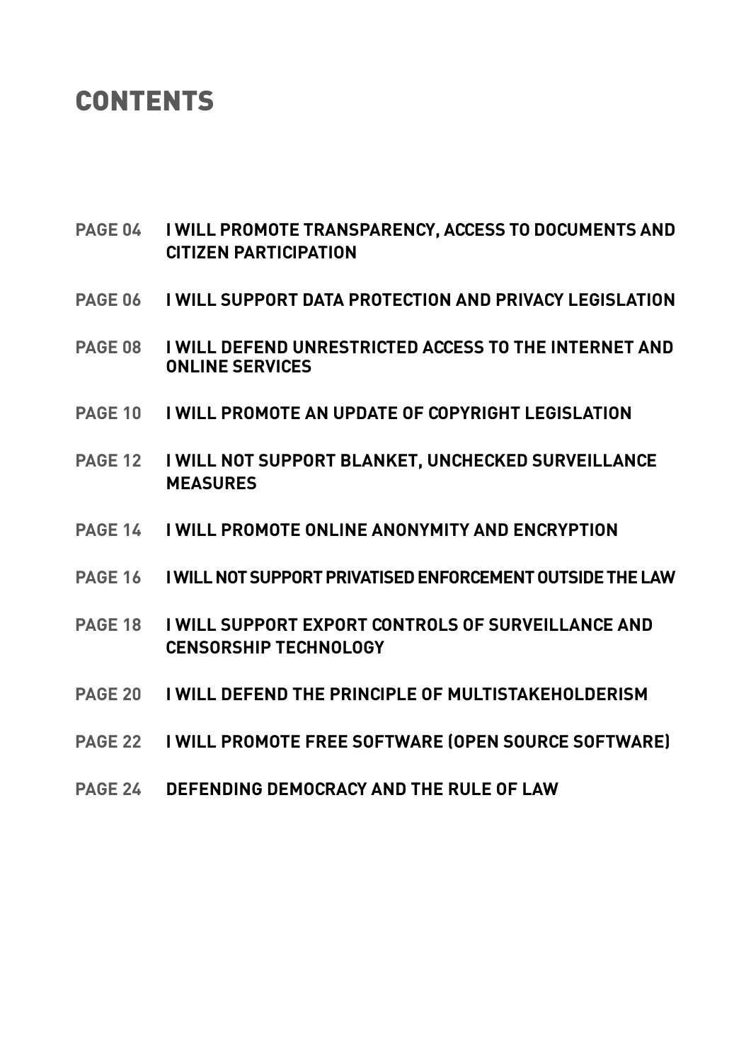# CONTENTS

| | |
|---|---|
| **PAGE 04** | **I WILL PROMOTE TRANSPARENCY, ACCESS TO DOCUMENTS AND CITIZEN PARTICIPATION** |
| **PAGE 06** | **I WILL SUPPORT DATA PROTECTION AND PRIVACY LEGISLATION** |
| **PAGE 08** | **I WILL DEFEND UNRESTRICTED ACCESS TO THE INTERNET AND ONLINE SERVICES** |
| **PAGE 10** | **I WILL PROMOTE AN UPDATE OF COPYRIGHT LEGISLATION** |
| **PAGE 12** | **I WILL NOT SUPPORT BLANKET, UNCHECKED SURVEILLANCE MEASURES** |
| **PAGE 14** | **I WILL PROMOTE ONLINE ANONYMITY AND ENCRYPTION** |
| **PAGE 16** | **I WILL NOT SUPPORT PRIVATISED ENFORCEMENT OUTSIDE THE LAW** |
| **PAGE 18** | **I WILL SUPPORT EXPORT CONTROLS OF SURVEILLANCE AND CENSORSHIP TECHNOLOGY** |
| **PAGE 20** | **I WILL DEFEND THE PRINCIPLE OF MULTISTAKEHOLDERISM** |
| **PAGE 22** | **I WILL PROMOTE FREE SOFTWARE (OPEN SOURCE SOFTWARE)** |
| **PAGE 24** | **DEFENDING DEMOCRACY AND THE RULE OF LAW** |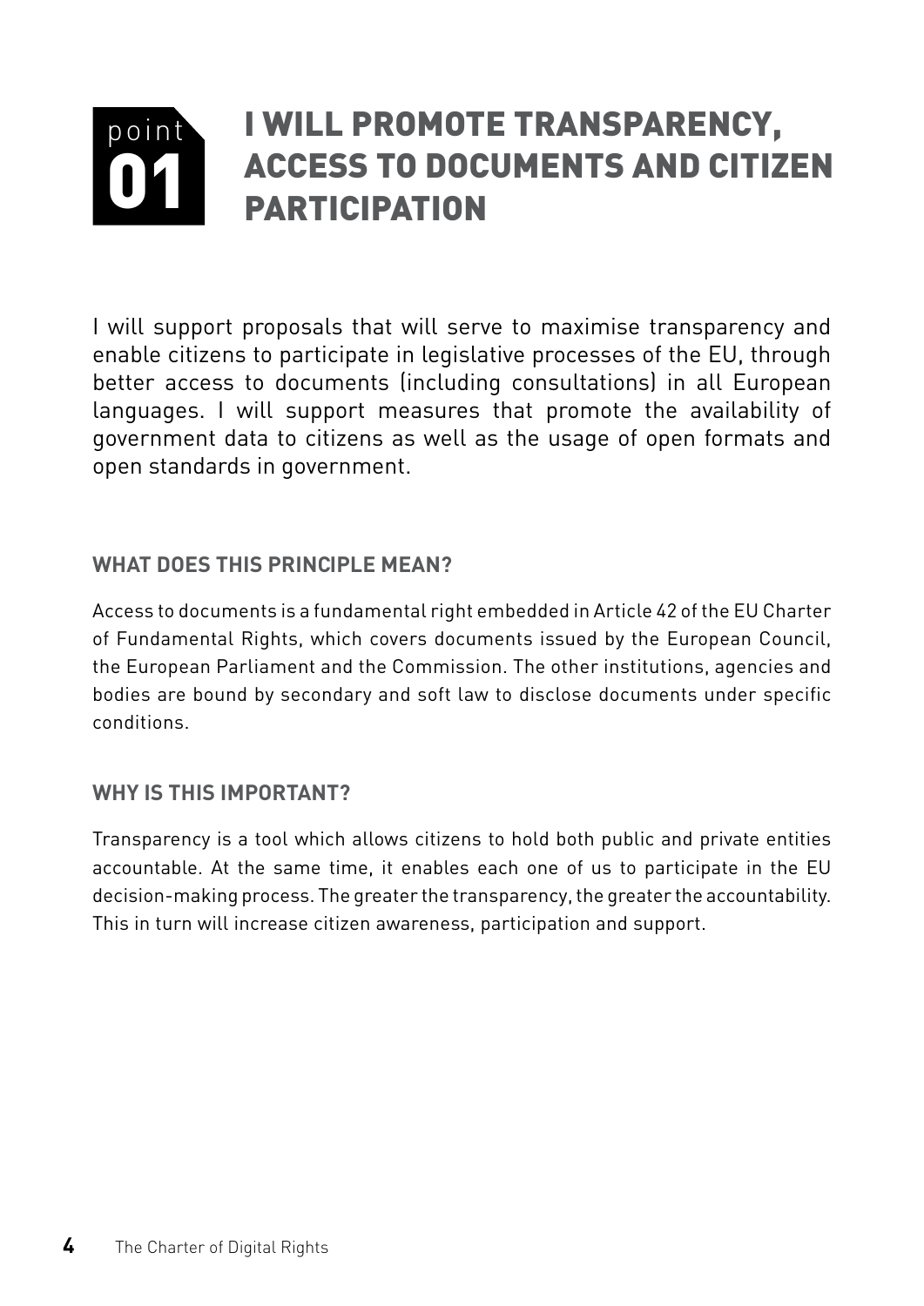# point 01 I WILL PROMOTE TRANSPARENCY, ACCESS TO DOCUMENTS AND CITIZEN PARTICIPATION

I will support proposals that will serve to maximise transparency and enable citizens to participate in legislative processes of the EU, through better access to documents (including consultations) in all European languages. I will support measures that promote the availability of government data to citizens as well as the usage of open formats and open standards in government.

### WHAT DOES THIS PRINCIPLE MEAN?

Access to documents is a fundamental right embedded in Article 42 of the EU Charter of Fundamental Rights, which covers documents issued by the European Council, the European Parliament and the Commission. The other institutions, agencies and bodies are bound by secondary and soft law to disclose documents under specific conditions.

### WHY IS THIS IMPORTANT?

Transparency is a tool which allows citizens to hold both public and private entities accountable. At the same time, it enables each one of us to participate in the EU decision-making process. The greater the transparency, the greater the accountability. This in turn will increase citizen awareness, participation and support.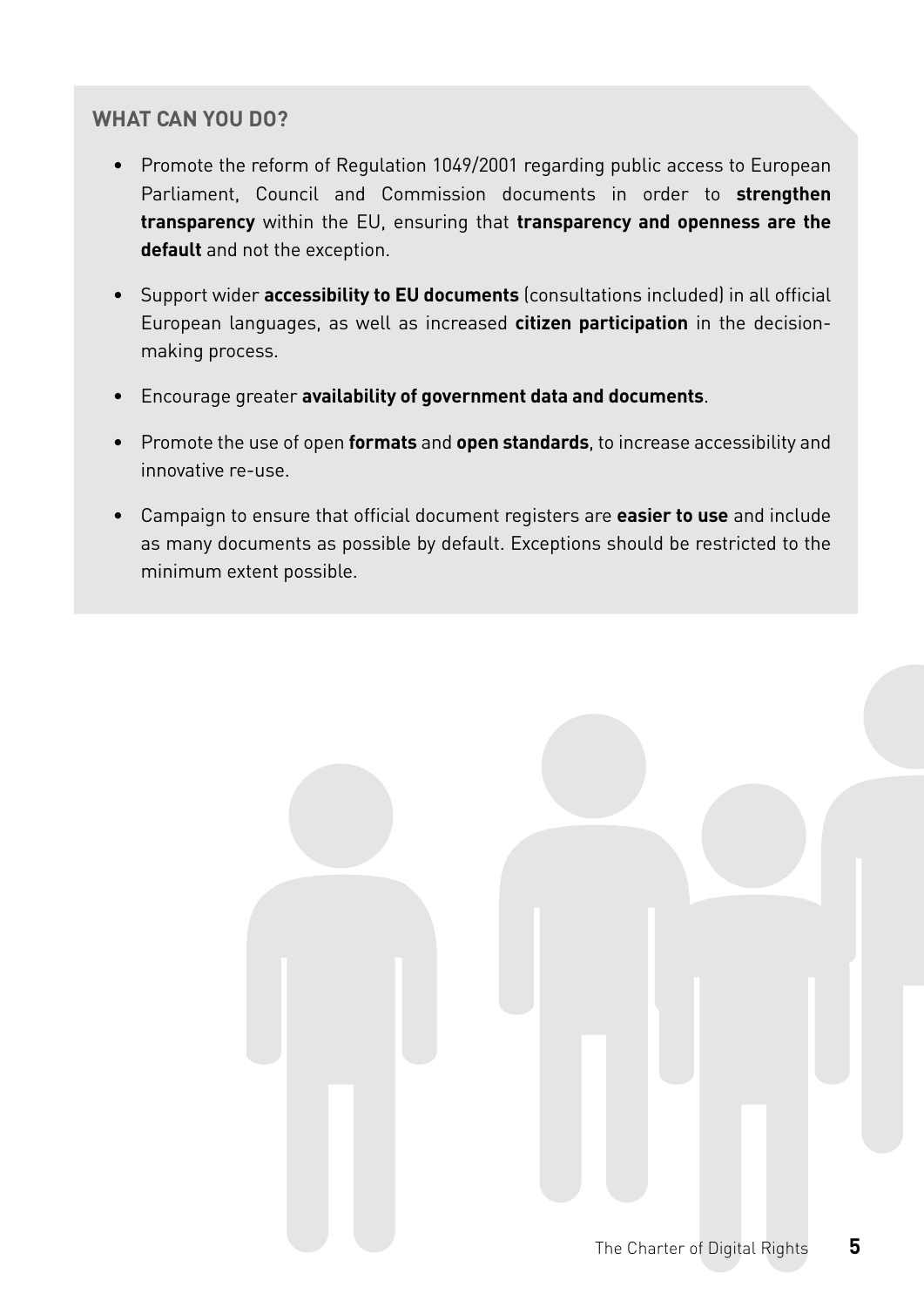### WHAT CAN YOU DO?

- Promote the reform of Regulation 1049/2001 regarding public access to European Parliament, Council and Commission documents in order to **strengthen transparency** within the EU, ensuring that **transparency and openness are the default** and not the exception.
- Support wider **accessibility to EU documents** (consultations included) in all official European languages, as well as increased **citizen participation** in the decision-making process.
- Encourage greater **availability of government data and documents**.
- Promote the use of open **formats** and **open standards**, to increase accessibility and innovative re-use.
- Campaign to ensure that official document registers are **easier to use** and include as many documents as possible by default. Exceptions should be restricted to the minimum extent possible.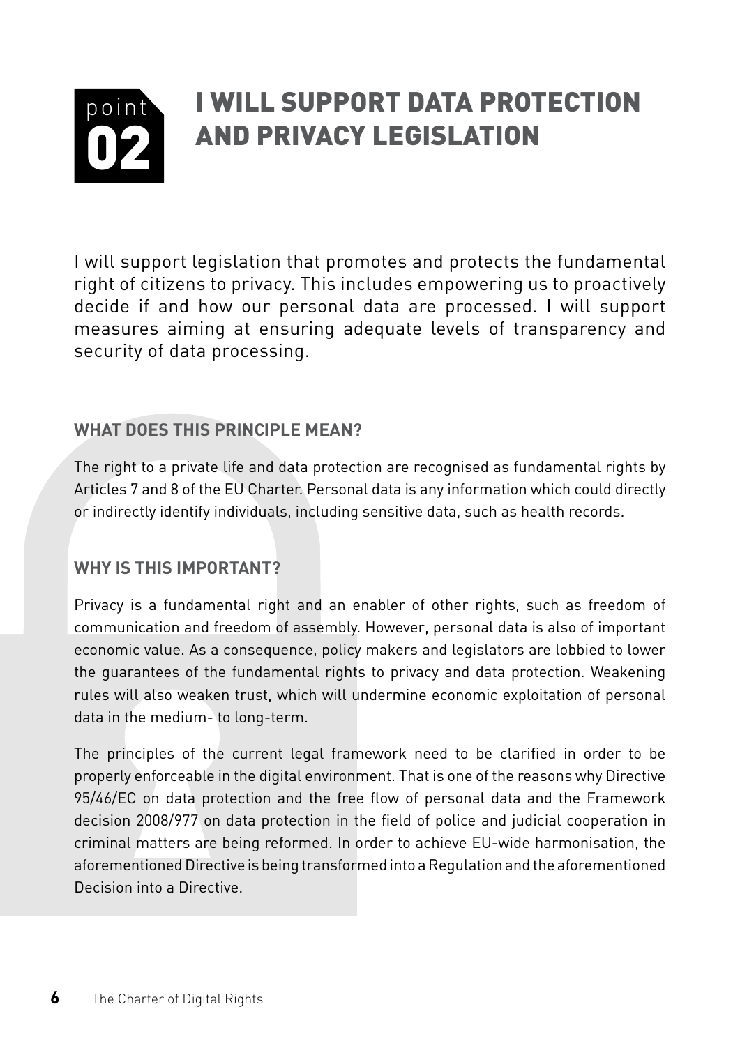# point 02 I WILL SUPPORT DATA PROTECTION AND PRIVACY LEGISLATION

I will support legislation that promotes and protects the fundamental right of citizens to privacy. This includes empowering us to proactively decide if and how our personal data are processed. I will support measures aiming at ensuring adequate levels of transparency and security of data processing.

## WHAT DOES THIS PRINCIPLE MEAN?

The right to a private life and data protection are recognised as fundamental rights by Articles 7 and 8 of the EU Charter. Personal data is any information which could directly or indirectly identify individuals, including sensitive data, such as health records.

## WHY IS THIS IMPORTANT?

Privacy is a fundamental right and an enabler of other rights, such as freedom of communication and freedom of assembly. However, personal data is also of important economic value. As a consequence, policy makers and legislators are lobbied to lower the guarantees of the fundamental rights to privacy and data protection. Weakening rules will also weaken trust, which will undermine economic exploitation of personal data in the medium- to long-term.

The principles of the current legal framework need to be clarified in order to be properly enforceable in the digital environment. That is one of the reasons why Directive 95/46/EC on data protection and the free flow of personal data and the Framework decision 2008/977 on data protection in the field of police and judicial cooperation in criminal matters are being reformed. In order to achieve EU-wide harmonisation, the aforementioned Directive is being transformed into a Regulation and the aforementioned Decision into a Directive.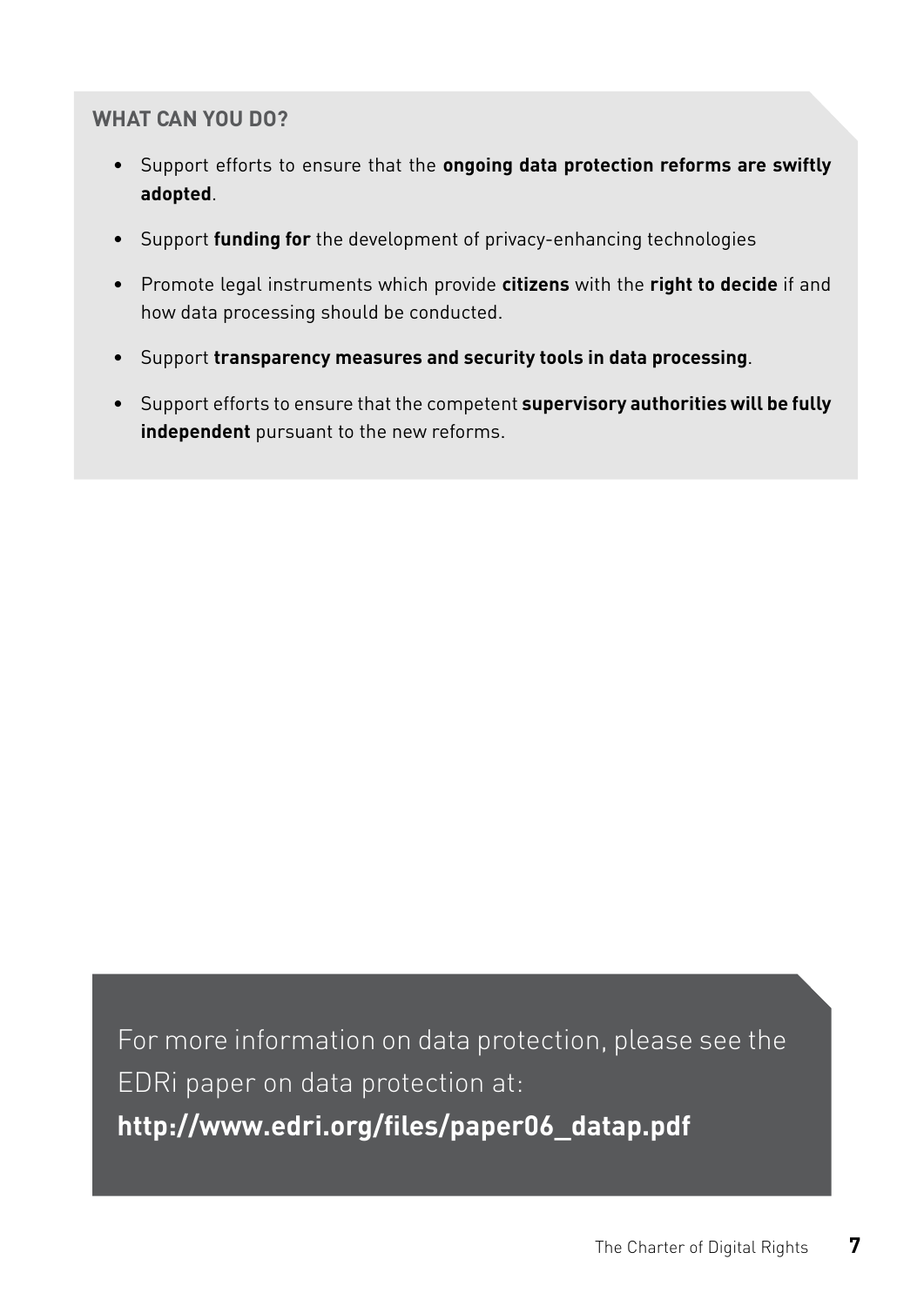### WHAT CAN YOU DO?

- Support efforts to ensure that the **ongoing data protection reforms are swiftly adopted**.
- Support **funding for** the development of privacy-enhancing technologies
- Promote legal instruments which provide **citizens** with the **right to decide** if and how data processing should be conducted.
- Support **transparency measures and security tools in data processing**.
- Support efforts to ensure that the competent **supervisory authorities will be fully independent** pursuant to the new reforms.

For more information on data protection, please see the EDRi paper on data protection at:
**http://www.edri.org/files/paper06_datap.pdf**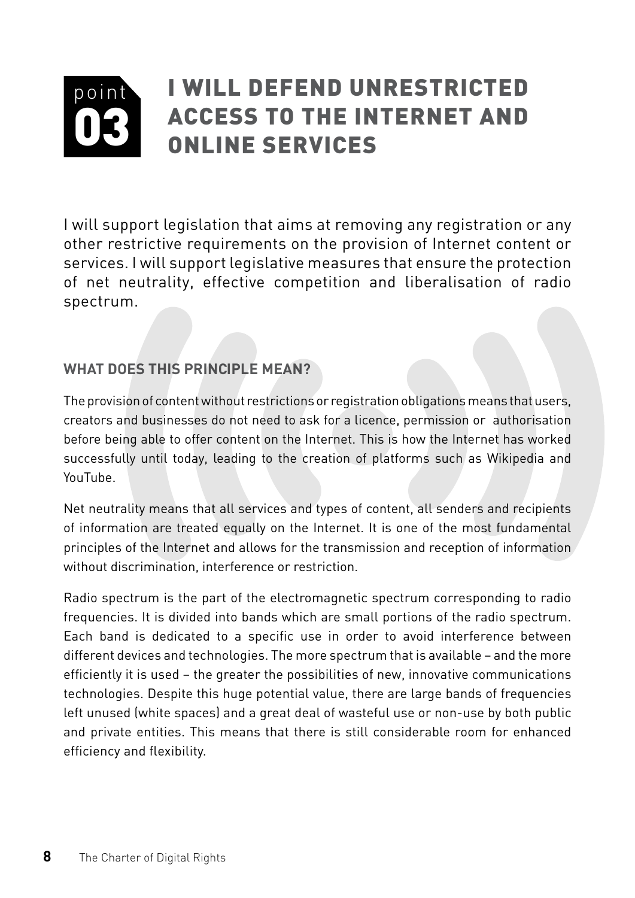# point 03 I WILL DEFEND UNRESTRICTED ACCESS TO THE INTERNET AND ONLINE SERVICES

I will support legislation that aims at removing any registration or any other restrictive requirements on the provision of Internet content or services. I will support legislative measures that ensure the protection of net neutrality, effective competition and liberalisation of radio spectrum.

### WHAT DOES THIS PRINCIPLE MEAN?

The provision of content without restrictions or registration obligations means that users, creators and businesses do not need to ask for a licence, permission or authorisation before being able to offer content on the Internet. This is how the Internet has worked successfully until today, leading to the creation of platforms such as Wikipedia and YouTube.

Net neutrality means that all services and types of content, all senders and recipients of information are treated equally on the Internet. It is one of the most fundamental principles of the Internet and allows for the transmission and reception of information without discrimination, interference or restriction.

Radio spectrum is the part of the electromagnetic spectrum corresponding to radio frequencies. It is divided into bands which are small portions of the radio spectrum. Each band is dedicated to a specific use in order to avoid interference between different devices and technologies. The more spectrum that is available – and the more efficiently it is used – the greater the possibilities of new, innovative communications technologies. Despite this huge potential value, there are large bands of frequencies left unused (white spaces) and a great deal of wasteful use or non-use by both public and private entities. This means that there is still considerable room for enhanced efficiency and flexibility.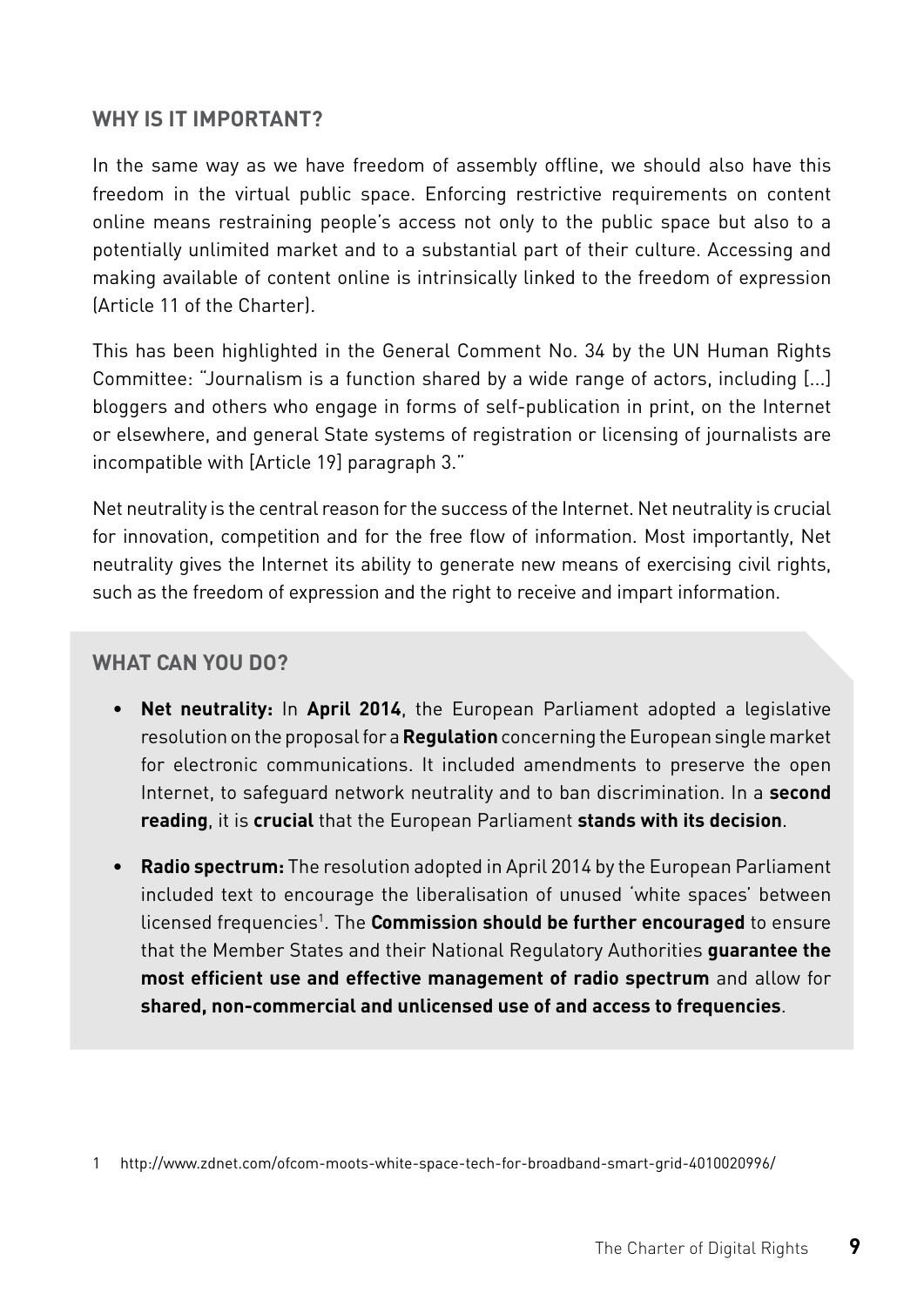## WHY IS IT IMPORTANT?

In the same way as we have freedom of assembly offline, we should also have this freedom in the virtual public space. Enforcing restrictive requirements on content online means restraining people's access not only to the public space but also to a potentially unlimited market and to a substantial part of their culture. Accessing and making available of content online is intrinsically linked to the freedom of expression (Article 11 of the Charter).

This has been highlighted in the General Comment No. 34 by the UN Human Rights Committee: "Journalism is a function shared by a wide range of actors, including [...] bloggers and others who engage in forms of self-publication in print, on the Internet or elsewhere, and general State systems of registration or licensing of journalists are incompatible with [Article 19] paragraph 3."

Net neutrality is the central reason for the success of the Internet. Net neutrality is crucial for innovation, competition and for the free flow of information. Most importantly, Net neutrality gives the Internet its ability to generate new means of exercising civil rights, such as the freedom of expression and the right to receive and impart information.

## WHAT CAN YOU DO?

- **Net neutrality:** In **April 2014**, the European Parliament adopted a legislative resolution on the proposal for a **Regulation** concerning the European single market for electronic communications. It included amendments to preserve the open Internet, to safeguard network neutrality and to ban discrimination. In a **second reading**, it is **crucial** that the European Parliament **stands with its decision**.
- **Radio spectrum:** The resolution adopted in April 2014 by the European Parliament included text to encourage the liberalisation of unused 'white spaces' between licensed frequencies[1]. The **Commission should be further encouraged** to ensure that the Member States and their National Regulatory Authorities **guarantee the most efficient use and effective management of radio spectrum** and allow for **shared, non-commercial and unlicensed use of and access to frequencies**.

1 http://www.zdnet.com/ofcom-moots-white-space-tech-for-broadband-smart-grid-4010020996/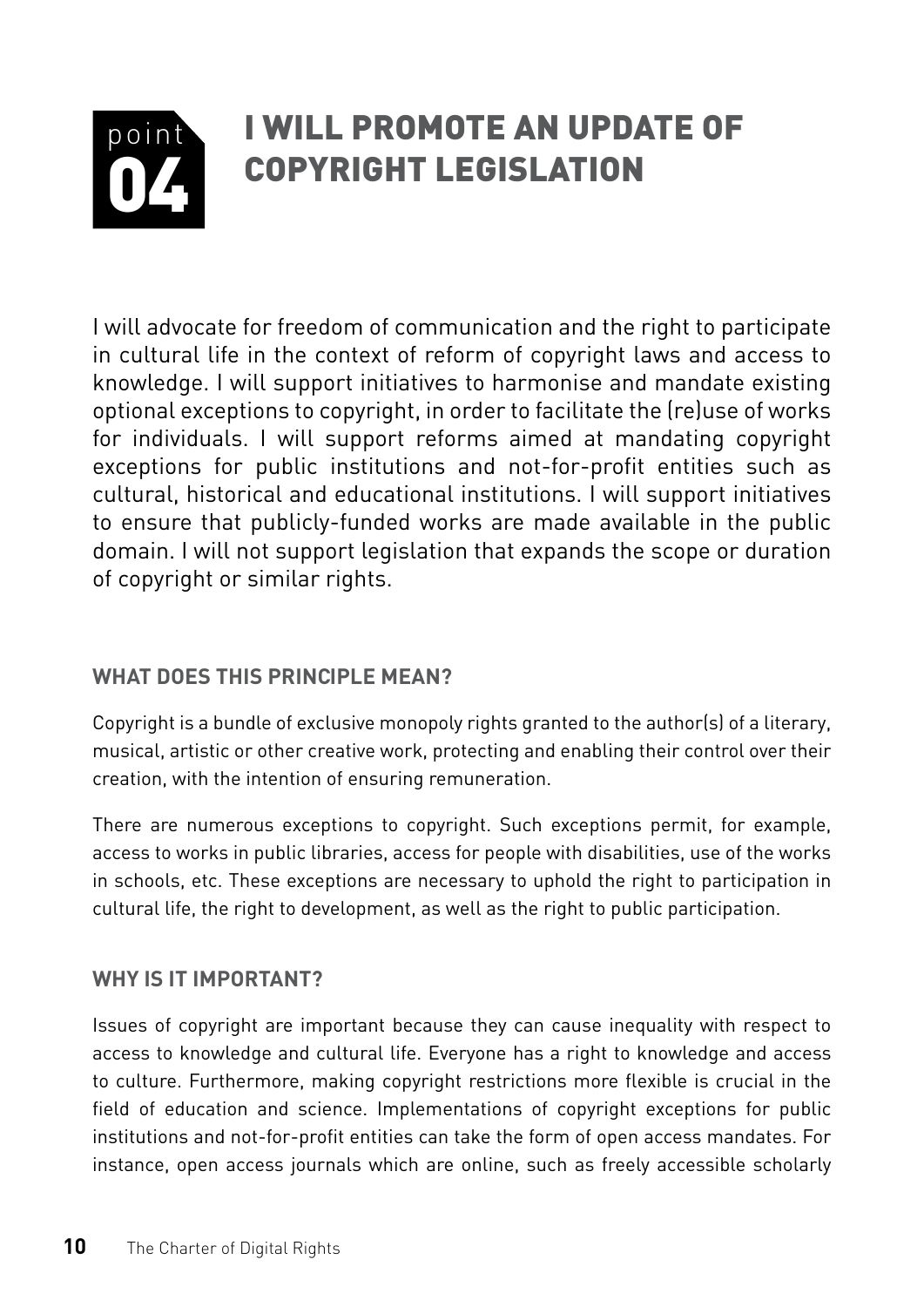# point 04 I WILL PROMOTE AN UPDATE OF COPYRIGHT LEGISLATION

I will advocate for freedom of communication and the right to participate in cultural life in the context of reform of copyright laws and access to knowledge. I will support initiatives to harmonise and mandate existing optional exceptions to copyright, in order to facilitate the (re)use of works for individuals. I will support reforms aimed at mandating copyright exceptions for public institutions and not-for-profit entities such as cultural, historical and educational institutions. I will support initiatives to ensure that publicly-funded works are made available in the public domain. I will not support legislation that expands the scope or duration of copyright or similar rights.

### WHAT DOES THIS PRINCIPLE MEAN?

Copyright is a bundle of exclusive monopoly rights granted to the author(s) of a literary, musical, artistic or other creative work, protecting and enabling their control over their creation, with the intention of ensuring remuneration.

There are numerous exceptions to copyright. Such exceptions permit, for example, access to works in public libraries, access for people with disabilities, use of the works in schools, etc. These exceptions are necessary to uphold the right to participation in cultural life, the right to development, as well as the right to public participation.

### WHY IS IT IMPORTANT?

Issues of copyright are important because they can cause inequality with respect to access to knowledge and cultural life. Everyone has a right to knowledge and access to culture. Furthermore, making copyright restrictions more flexible is crucial in the field of education and science. Implementations of copyright exceptions for public institutions and not-for-profit entities can take the form of open access mandates. For instance, open access journals which are online, such as freely accessible scholarly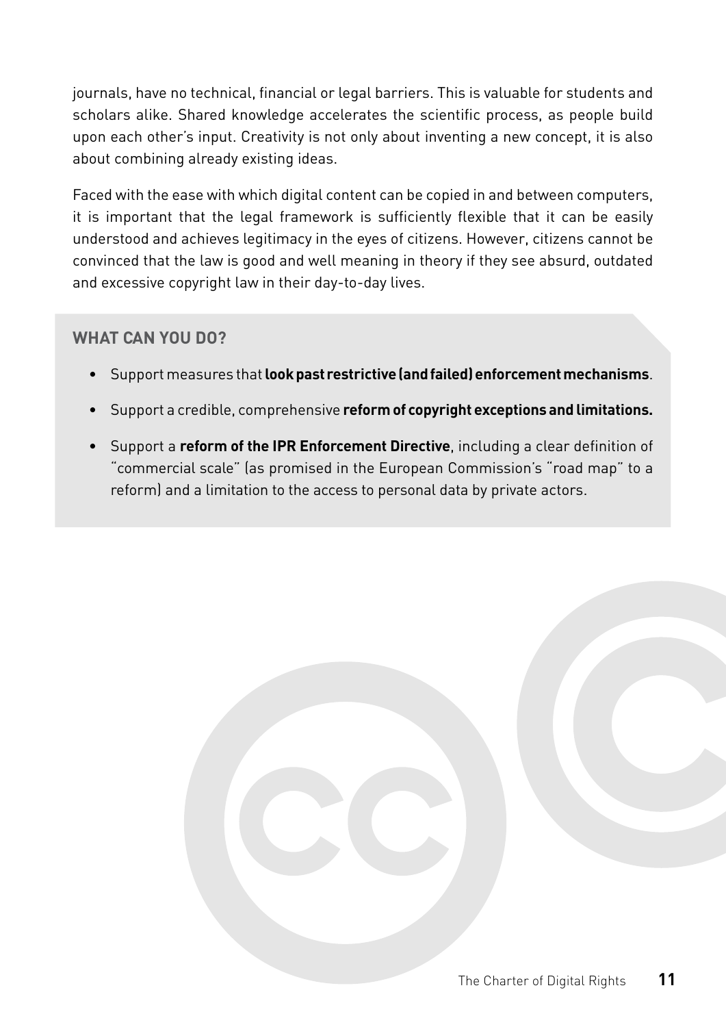journals, have no technical, financial or legal barriers. This is valuable for students and scholars alike. Shared knowledge accelerates the scientific process, as people build upon each other's input. Creativity is not only about inventing a new concept, it is also about combining already existing ideas.

Faced with the ease with which digital content can be copied in and between computers, it is important that the legal framework is sufficiently flexible that it can be easily understood and achieves legitimacy in the eyes of citizens. However, citizens cannot be convinced that the law is good and well meaning in theory if they see absurd, outdated and excessive copyright law in their day-to-day lives.

### WHAT CAN YOU DO?

- Support measures that **look past restrictive (and failed) enforcement mechanisms**.
- Support a credible, comprehensive **reform of copyright exceptions and limitations.**
- Support a **reform of the IPR Enforcement Directive**, including a clear definition of "commercial scale" (as promised in the European Commission's "road map" to a reform) and a limitation to the access to personal data by private actors.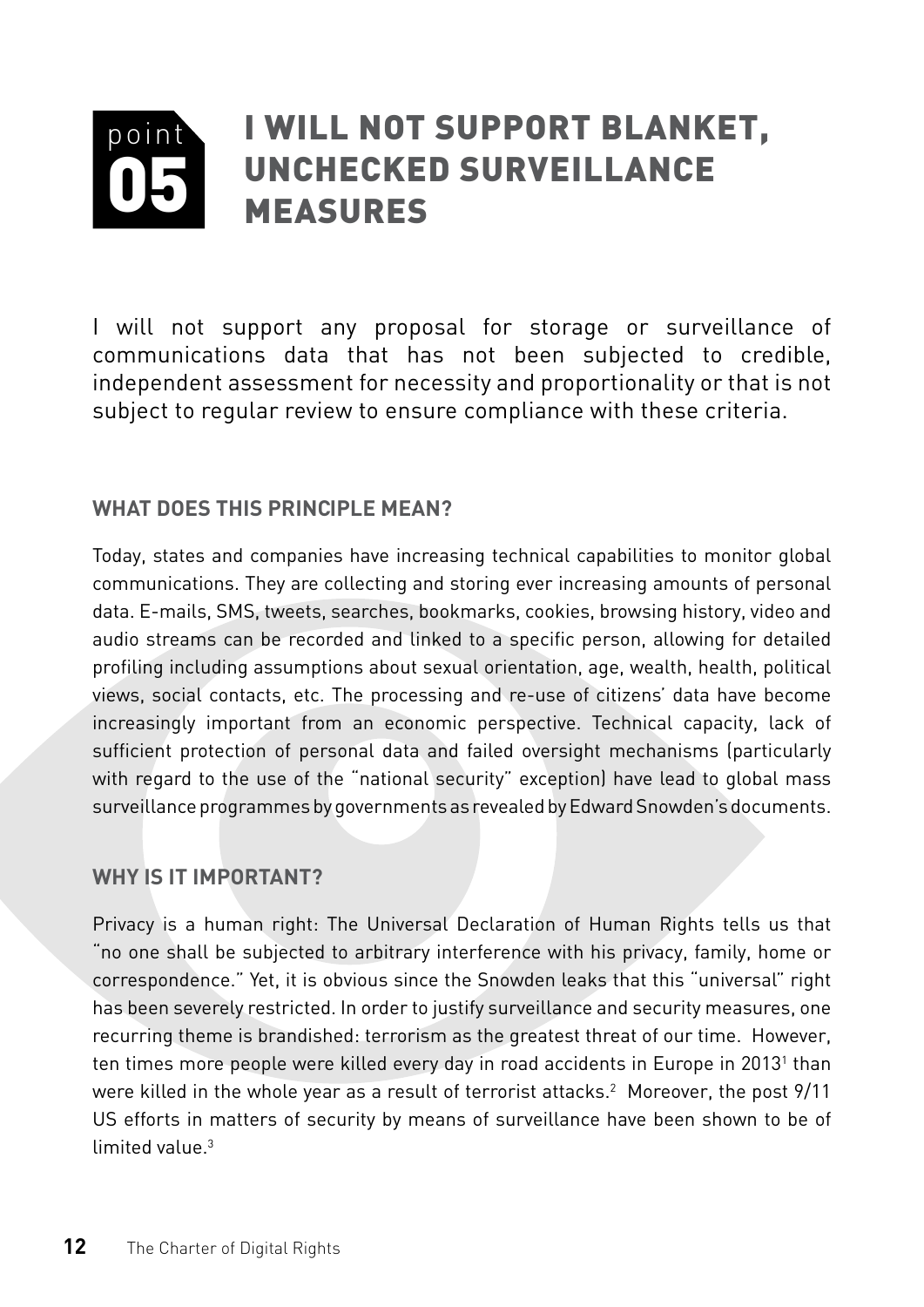# point 05 I WILL NOT SUPPORT BLANKET, UNCHECKED SURVEILLANCE MEASURES

I will not support any proposal for storage or surveillance of communications data that has not been subjected to credible, independent assessment for necessity and proportionality or that is not subject to regular review to ensure compliance with these criteria.

## WHAT DOES THIS PRINCIPLE MEAN?

Today, states and companies have increasing technical capabilities to monitor global communications. They are collecting and storing ever increasing amounts of personal data. E-mails, SMS, tweets, searches, bookmarks, cookies, browsing history, video and audio streams can be recorded and linked to a specific person, allowing for detailed profiling including assumptions about sexual orientation, age, wealth, health, political views, social contacts, etc. The processing and re-use of citizens' data have become increasingly important from an economic perspective. Technical capacity, lack of sufficient protection of personal data and failed oversight mechanisms (particularly with regard to the use of the "national security" exception) have lead to global mass surveillance programmes by governments as revealed by Edward Snowden's documents.

## WHY IS IT IMPORTANT?

Privacy is a human right: The Universal Declaration of Human Rights tells us that "no one shall be subjected to arbitrary interference with his privacy, family, home or correspondence." Yet, it is obvious since the Snowden leaks that this "universal" right has been severely restricted. In order to justify surveillance and security measures, one recurring theme is brandished: terrorism as the greatest threat of our time. However, ten times more people were killed every day in road accidents in Europe in 2013[1] than were killed in the whole year as a result of terrorist attacks.[2] Moreover, the post 9/11 US efforts in matters of security by means of surveillance have been shown to be of limited value.[3]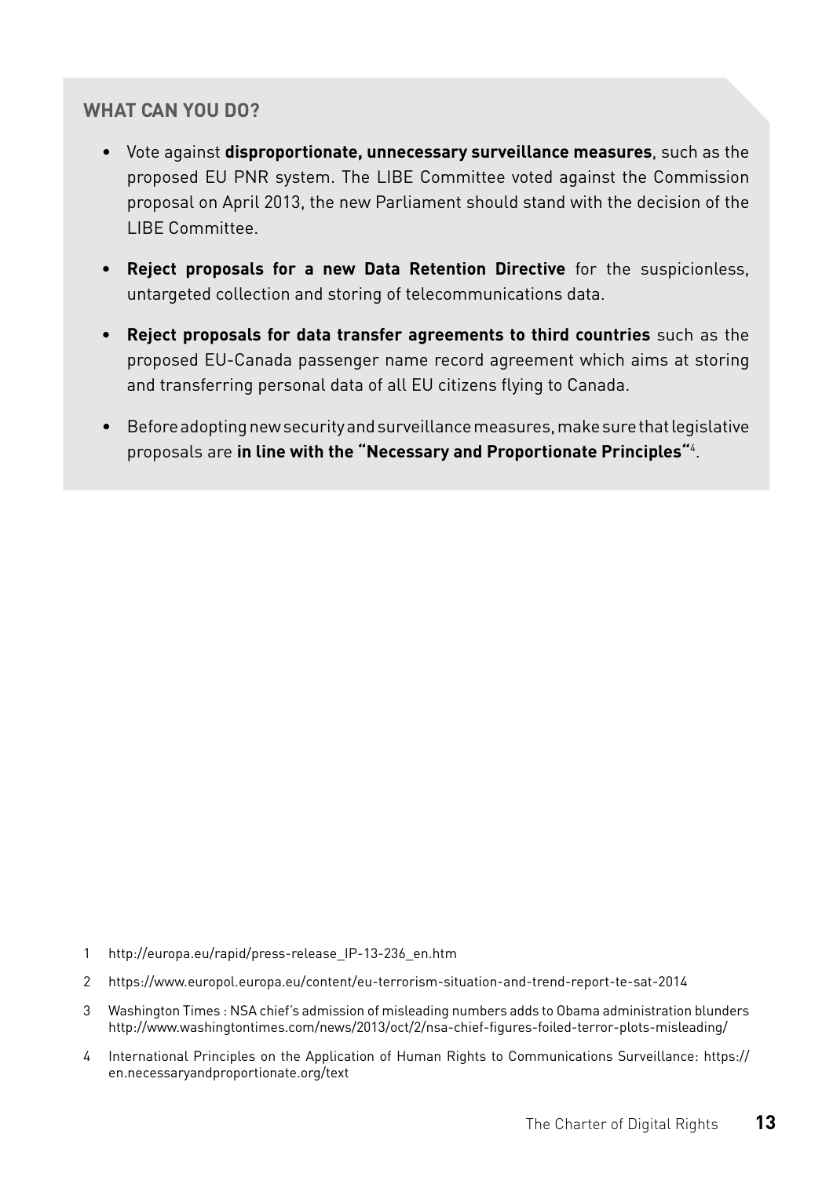### WHAT CAN YOU DO?

- Vote against **disproportionate, unnecessary surveillance measures**, such as the proposed EU PNR system. The LIBE Committee voted against the Commission proposal on April 2013, the new Parliament should stand with the decision of the LIBE Committee.
- **Reject proposals for a new Data Retention Directive** for the suspicionless, untargeted collection and storing of telecommunications data.
- **Reject proposals for data transfer agreements to third countries** such as the proposed EU-Canada passenger name record agreement which aims at storing and transferring personal data of all EU citizens flying to Canada.
- Before adopting new security and surveillance measures, make sure that legislative proposals are **in line with the "Necessary and Proportionate Principles"**[4].

1 http://europa.eu/rapid/press-release_IP-13-236_en.htm

2 https://www.europol.europa.eu/content/eu-terrorism-situation-and-trend-report-te-sat-2014

3 Washington Times : NSA chief's admission of misleading numbers adds to Obama administration blunders http://www.washingtontimes.com/news/2013/oct/2/nsa-chief-figures-foiled-terror-plots-misleading/

4 International Principles on the Application of Human Rights to Communications Surveillance: https://en.necessaryandproportionate.org/text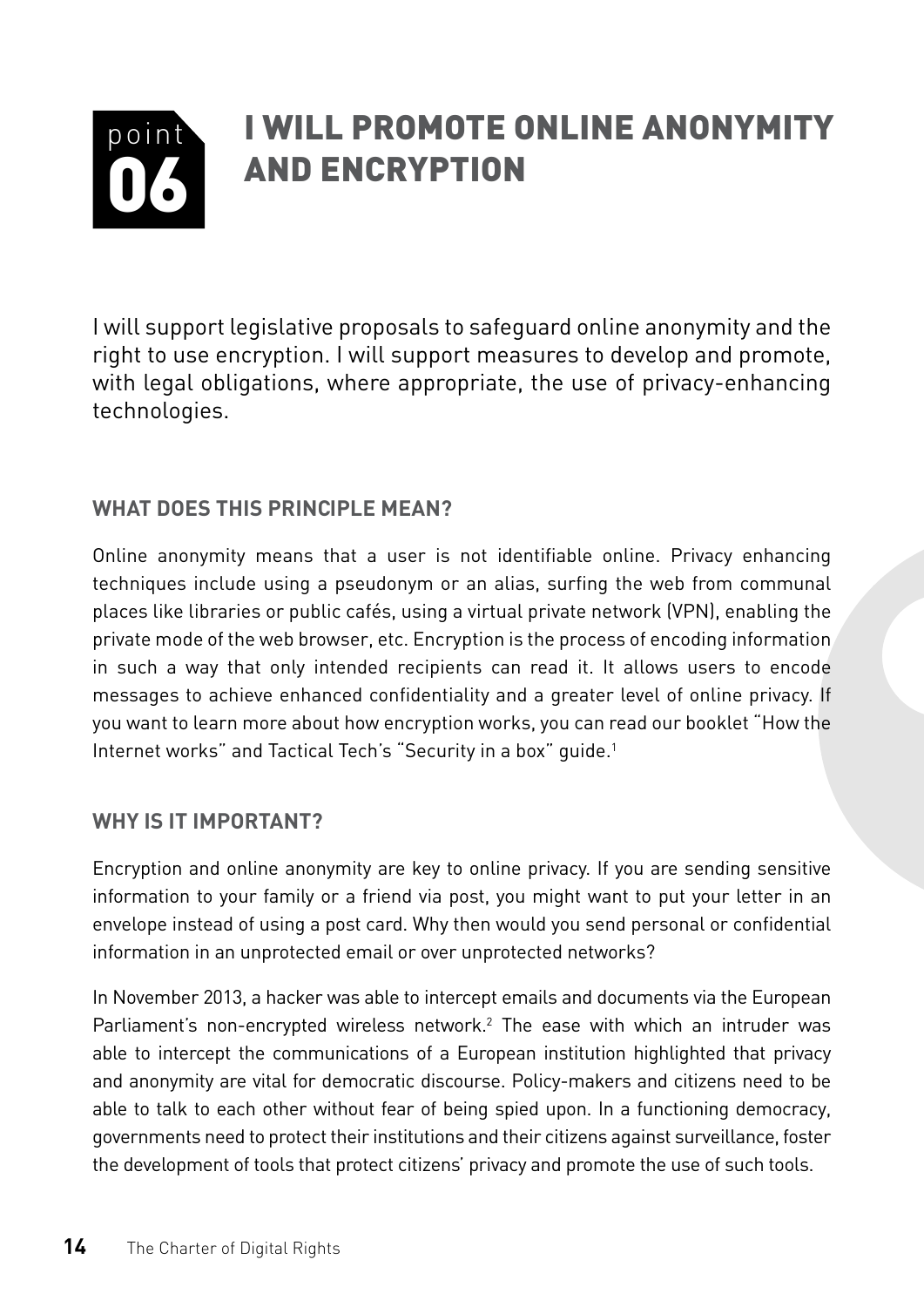# point 06 I WILL PROMOTE ONLINE ANONYMITY AND ENCRYPTION

I will support legislative proposals to safeguard online anonymity and the right to use encryption. I will support measures to develop and promote, with legal obligations, where appropriate, the use of privacy-enhancing technologies.

## WHAT DOES THIS PRINCIPLE MEAN?

Online anonymity means that a user is not identifiable online. Privacy enhancing techniques include using a pseudonym or an alias, surfing the web from communal places like libraries or public cafés, using a virtual private network (VPN), enabling the private mode of the web browser, etc. Encryption is the process of encoding information in such a way that only intended recipients can read it. It allows users to encode messages to achieve enhanced confidentiality and a greater level of online privacy. If you want to learn more about how encryption works, you can read our booklet "How the Internet works" and Tactical Tech's "Security in a box" guide.[1]

## WHY IS IT IMPORTANT?

Encryption and online anonymity are key to online privacy. If you are sending sensitive information to your family or a friend via post, you might want to put your letter in an envelope instead of using a post card. Why then would you send personal or confidential information in an unprotected email or over unprotected networks?

In November 2013, a hacker was able to intercept emails and documents via the European Parliament's non-encrypted wireless network.[2] The ease with which an intruder was able to intercept the communications of a European institution highlighted that privacy and anonymity are vital for democratic discourse. Policy-makers and citizens need to be able to talk to each other without fear of being spied upon. In a functioning democracy, governments need to protect their institutions and their citizens against surveillance, foster the development of tools that protect citizens' privacy and promote the use of such tools.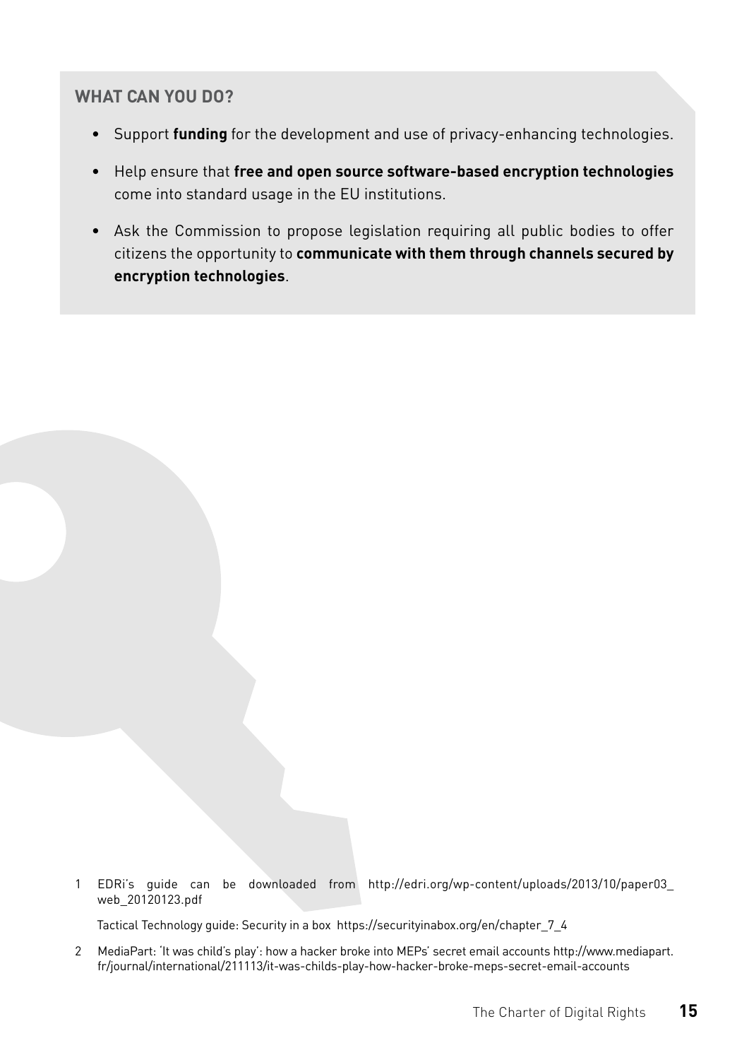## WHAT CAN YOU DO?

- Support **funding** for the development and use of privacy-enhancing technologies.
- Help ensure that **free and open source software-based encryption technologies** come into standard usage in the EU institutions.
- Ask the Commission to propose legislation requiring all public bodies to offer citizens the opportunity to **communicate with them through channels secured by encryption technologies**.

1 EDRi's guide can be downloaded from http://edri.org/wp-content/uploads/2013/10/paper03_web_20120123.pdf

Tactical Technology guide: Security in a box https://securityinabox.org/en/chapter_7_4

2 MediaPart: 'It was child's play': how a hacker broke into MEPs' secret email accounts http://www.mediapart.fr/journal/international/211113/it-was-childs-play-how-hacker-broke-meps-secret-email-accounts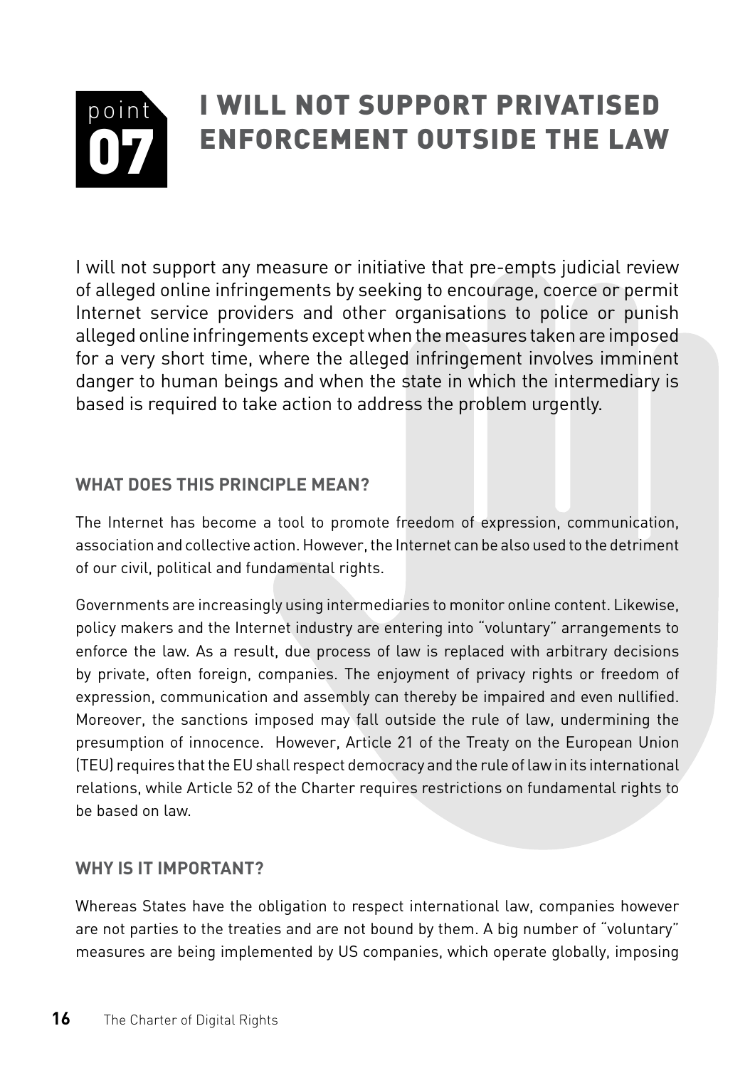# point 07 I WILL NOT SUPPORT PRIVATISED ENFORCEMENT OUTSIDE THE LAW

I will not support any measure or initiative that pre-empts judicial review of alleged online infringements by seeking to encourage, coerce or permit Internet service providers and other organisations to police or punish alleged online infringements except when the measures taken are imposed for a very short time, where the alleged infringement involves imminent danger to human beings and when the state in which the intermediary is based is required to take action to address the problem urgently.

## WHAT DOES THIS PRINCIPLE MEAN?

The Internet has become a tool to promote freedom of expression, communication, association and collective action. However, the Internet can be also used to the detriment of our civil, political and fundamental rights.

Governments are increasingly using intermediaries to monitor online content. Likewise, policy makers and the Internet industry are entering into "voluntary" arrangements to enforce the law. As a result, due process of law is replaced with arbitrary decisions by private, often foreign, companies. The enjoyment of privacy rights or freedom of expression, communication and assembly can thereby be impaired and even nullified. Moreover, the sanctions imposed may fall outside the rule of law, undermining the presumption of innocence. However, Article 21 of the Treaty on the European Union (TEU) requires that the EU shall respect democracy and the rule of law in its international relations, while Article 52 of the Charter requires restrictions on fundamental rights to be based on law.

## WHY IS IT IMPORTANT?

Whereas States have the obligation to respect international law, companies however are not parties to the treaties and are not bound by them. A big number of "voluntary" measures are being implemented by US companies, which operate globally, imposing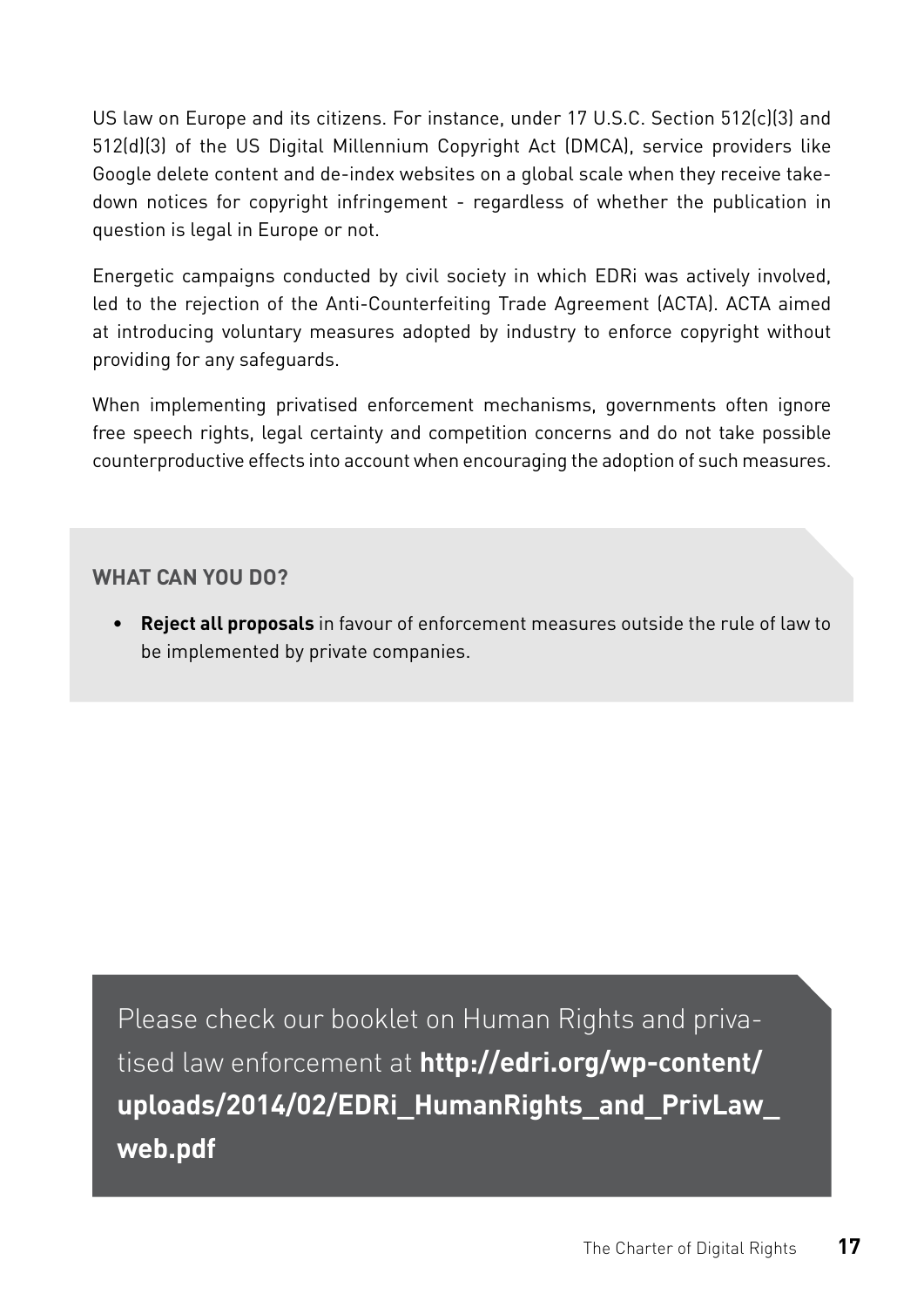US law on Europe and its citizens. For instance, under 17 U.S.C. Section 512(c)(3) and 512(d)(3) of the US Digital Millennium Copyright Act (DMCA), service providers like Google delete content and de-index websites on a global scale when they receive take-down notices for copyright infringement - regardless of whether the publication in question is legal in Europe or not.

Energetic campaigns conducted by civil society in which EDRi was actively involved, led to the rejection of the Anti-Counterfeiting Trade Agreement (ACTA). ACTA aimed at introducing voluntary measures adopted by industry to enforce copyright without providing for any safeguards.

When implementing privatised enforcement mechanisms, governments often ignore free speech rights, legal certainty and competition concerns and do not take possible counterproductive effects into account when encouraging the adoption of such measures.

**WHAT CAN YOU DO?**

- **Reject all proposals** in favour of enforcement measures outside the rule of law to be implemented by private companies.

Please check our booklet on Human Rights and privatised law enforcement at **http://edri.org/wp-content/uploads/2014/02/EDRi_HumanRights_and_PrivLaw_web.pdf**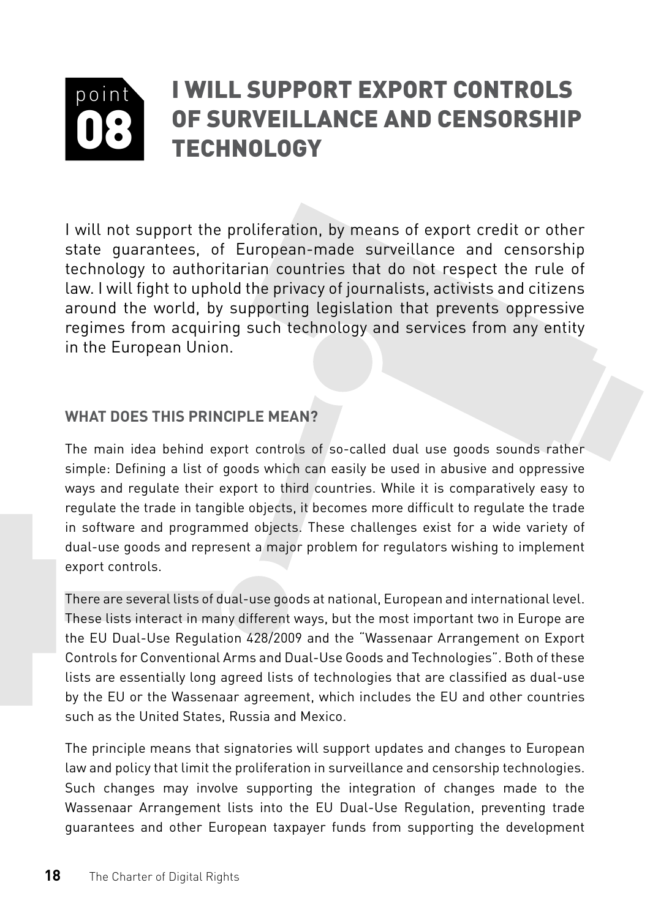# point 08 I WILL SUPPORT EXPORT CONTROLS OF SURVEILLANCE AND CENSORSHIP TECHNOLOGY

I will not support the proliferation, by means of export credit or other state guarantees, of European-made surveillance and censorship technology to authoritarian countries that do not respect the rule of law. I will fight to uphold the privacy of journalists, activists and citizens around the world, by supporting legislation that prevents oppressive regimes from acquiring such technology and services from any entity in the European Union.

## WHAT DOES THIS PRINCIPLE MEAN?

The main idea behind export controls of so-called dual use goods sounds rather simple: Defining a list of goods which can easily be used in abusive and oppressive ways and regulate their export to third countries. While it is comparatively easy to regulate the trade in tangible objects, it becomes more difficult to regulate the trade in software and programmed objects. These challenges exist for a wide variety of dual-use goods and represent a major problem for regulators wishing to implement export controls.

There are several lists of dual-use goods at national, European and international level. These lists interact in many different ways, but the most important two in Europe are the EU Dual-Use Regulation 428/2009 and the "Wassenaar Arrangement on Export Controls for Conventional Arms and Dual-Use Goods and Technologies". Both of these lists are essentially long agreed lists of technologies that are classified as dual-use by the EU or the Wassenaar agreement, which includes the EU and other countries such as the United States, Russia and Mexico.

The principle means that signatories will support updates and changes to European law and policy that limit the proliferation in surveillance and censorship technologies. Such changes may involve supporting the integration of changes made to the Wassenaar Arrangement lists into the EU Dual-Use Regulation, preventing trade guarantees and other European taxpayer funds from supporting the development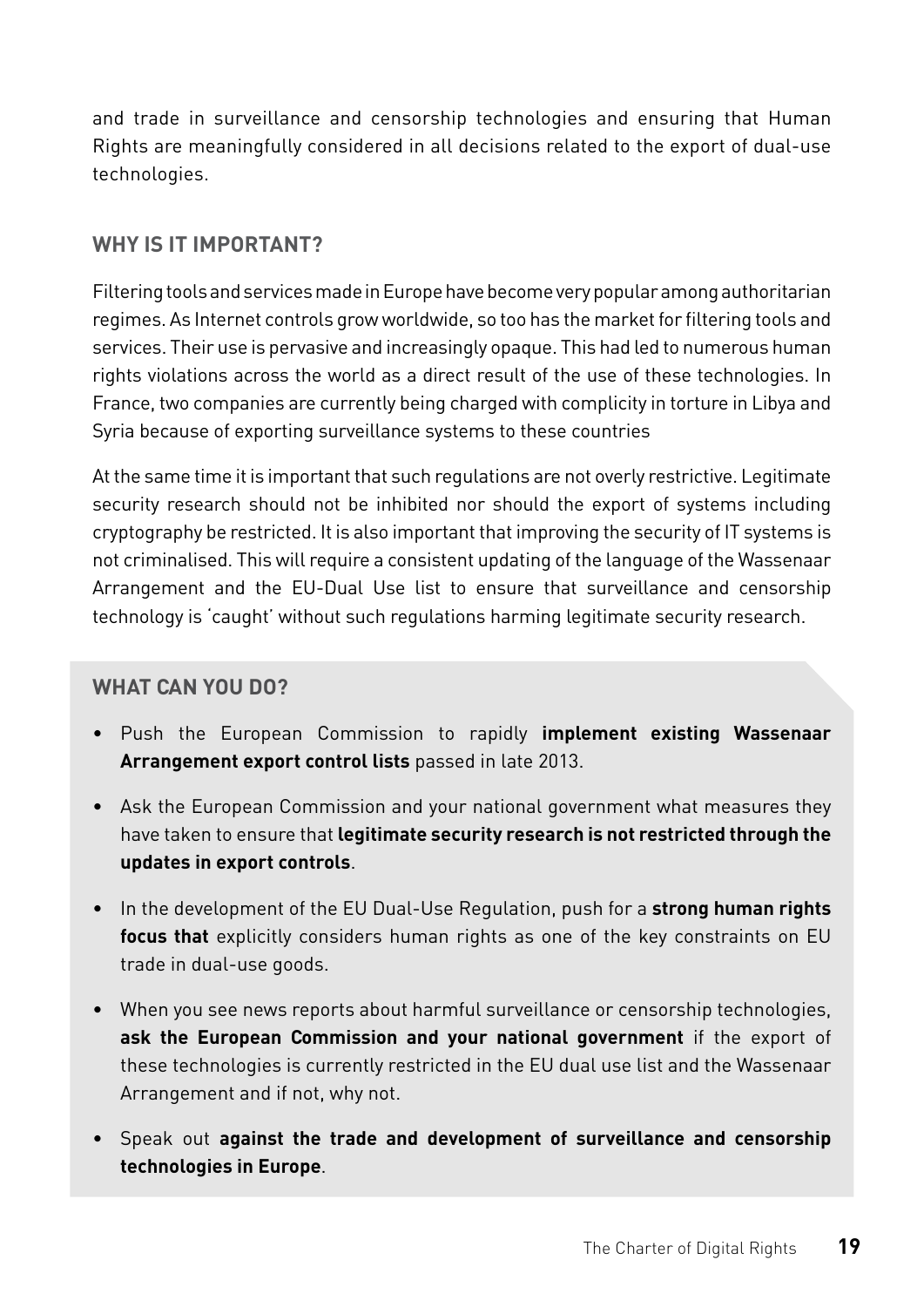and trade in surveillance and censorship technologies and ensuring that Human Rights are meaningfully considered in all decisions related to the export of dual-use technologies.

### WHY IS IT IMPORTANT?

Filtering tools and services made in Europe have become very popular among authoritarian regimes. As Internet controls grow worldwide, so too has the market for filtering tools and services. Their use is pervasive and increasingly opaque. This had led to numerous human rights violations across the world as a direct result of the use of these technologies. In France, two companies are currently being charged with complicity in torture in Libya and Syria because of exporting surveillance systems to these countries

At the same time it is important that such regulations are not overly restrictive. Legitimate security research should not be inhibited nor should the export of systems including cryptography be restricted. It is also important that improving the security of IT systems is not criminalised. This will require a consistent updating of the language of the Wassenaar Arrangement and the EU-Dual Use list to ensure that surveillance and censorship technology is 'caught' without such regulations harming legitimate security research.

### WHAT CAN YOU DO?

- Push the European Commission to rapidly **implement existing Wassenaar Arrangement export control lists** passed in late 2013.
- Ask the European Commission and your national government what measures they have taken to ensure that **legitimate security research is not restricted through the updates in export controls**.
- In the development of the EU Dual-Use Regulation, push for a **strong human rights focus that** explicitly considers human rights as one of the key constraints on EU trade in dual-use goods.
- When you see news reports about harmful surveillance or censorship technologies, **ask the European Commission and your national government** if the export of these technologies is currently restricted in the EU dual use list and the Wassenaar Arrangement and if not, why not.
- Speak out **against the trade and development of surveillance and censorship technologies in Europe**.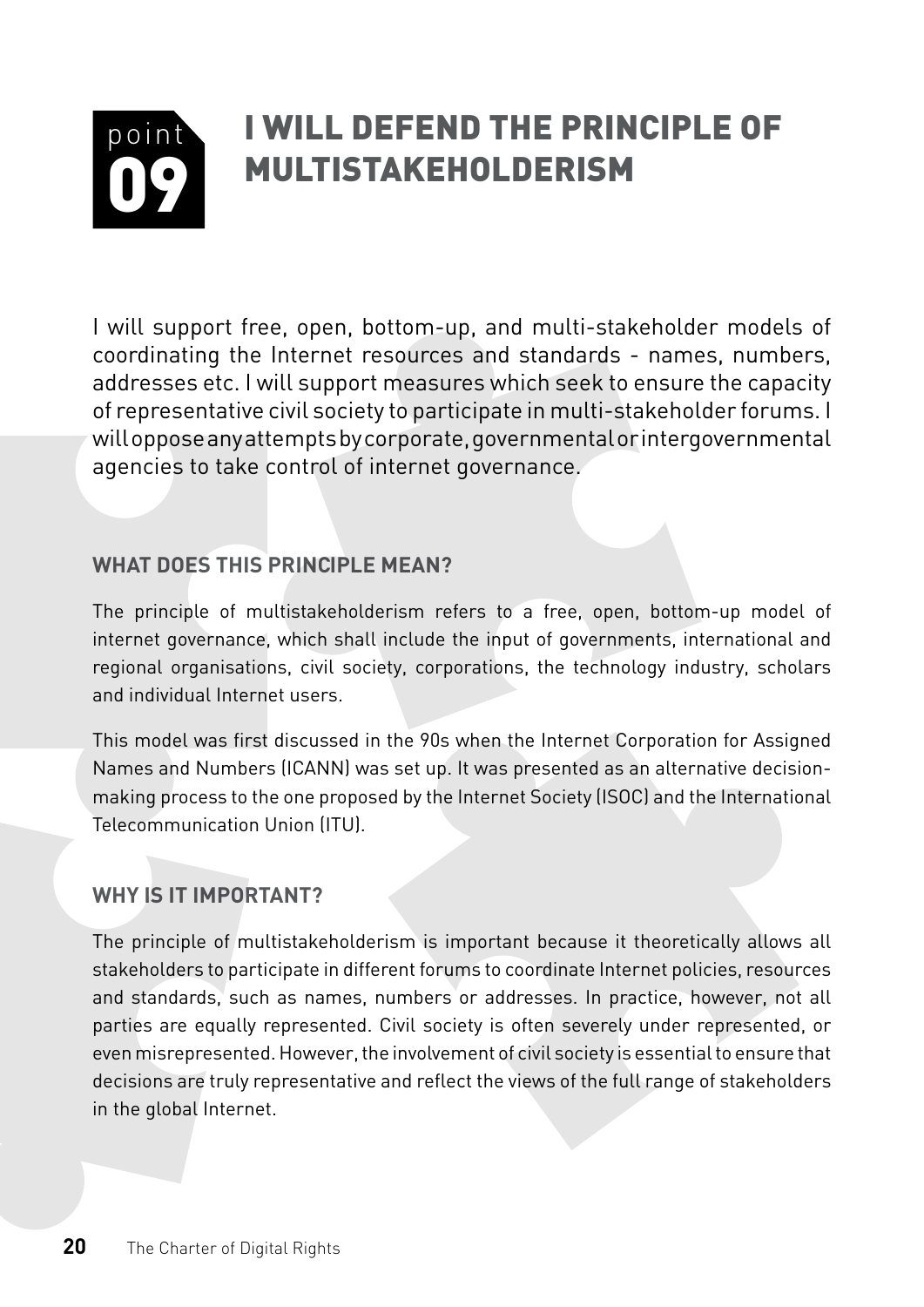# point 09 I WILL DEFEND THE PRINCIPLE OF MULTISTAKEHOLDERISM

I will support free, open, bottom-up, and multi-stakeholder models of coordinating the Internet resources and standards - names, numbers, addresses etc. I will support measures which seek to ensure the capacity of representative civil society to participate in multi-stakeholder forums. I will oppose any attempts by corporate, governmental or intergovernmental agencies to take control of internet governance.

## WHAT DOES THIS PRINCIPLE MEAN?

The principle of multistakeholderism refers to a free, open, bottom-up model of internet governance, which shall include the input of governments, international and regional organisations, civil society, corporations, the technology industry, scholars and individual Internet users.

This model was first discussed in the 90s when the Internet Corporation for Assigned Names and Numbers (ICANN) was set up. It was presented as an alternative decision-making process to the one proposed by the Internet Society (ISOC) and the International Telecommunication Union (ITU).

## WHY IS IT IMPORTANT?

The principle of multistakeholderism is important because it theoretically allows all stakeholders to participate in different forums to coordinate Internet policies, resources and standards, such as names, numbers or addresses. In practice, however, not all parties are equally represented. Civil society is often severely under represented, or even misrepresented. However, the involvement of civil society is essential to ensure that decisions are truly representative and reflect the views of the full range of stakeholders in the global Internet.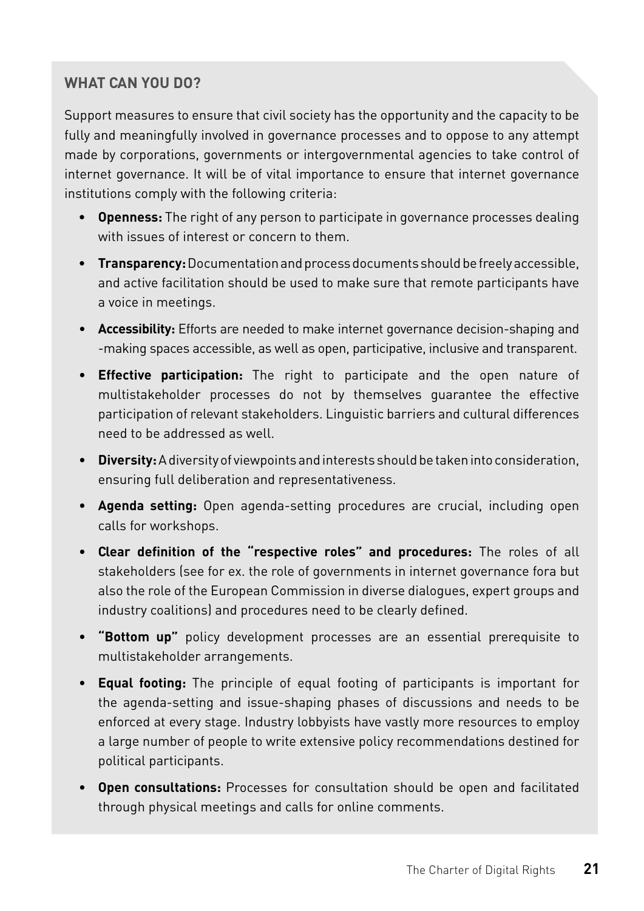### WHAT CAN YOU DO?

Support measures to ensure that civil society has the opportunity and the capacity to be fully and meaningfully involved in governance processes and to oppose to any attempt made by corporations, governments or intergovernmental agencies to take control of internet governance. It will be of vital importance to ensure that internet governance institutions comply with the following criteria:

- **Openness:** The right of any person to participate in governance processes dealing with issues of interest or concern to them.
- **Transparency:** Documentation and process documents should be freely accessible, and active facilitation should be used to make sure that remote participants have a voice in meetings.
- **Accessibility:** Efforts are needed to make internet governance decision-shaping and -making spaces accessible, as well as open, participative, inclusive and transparent.
- **Effective participation:** The right to participate and the open nature of multistakeholder processes do not by themselves guarantee the effective participation of relevant stakeholders. Linguistic barriers and cultural differences need to be addressed as well.
- **Diversity:** A diversity of viewpoints and interests should be taken into consideration, ensuring full deliberation and representativeness.
- **Agenda setting:** Open agenda-setting procedures are crucial, including open calls for workshops.
- **Clear definition of the "respective roles" and procedures:** The roles of all stakeholders (see for ex. the role of governments in internet governance fora but also the role of the European Commission in diverse dialogues, expert groups and industry coalitions) and procedures need to be clearly defined.
- **"Bottom up"** policy development processes are an essential prerequisite to multistakeholder arrangements.
- **Equal footing:** The principle of equal footing of participants is important for the agenda-setting and issue-shaping phases of discussions and needs to be enforced at every stage. Industry lobbyists have vastly more resources to employ a large number of people to write extensive policy recommendations destined for political participants.
- **Open consultations:** Processes for consultation should be open and facilitated through physical meetings and calls for online comments.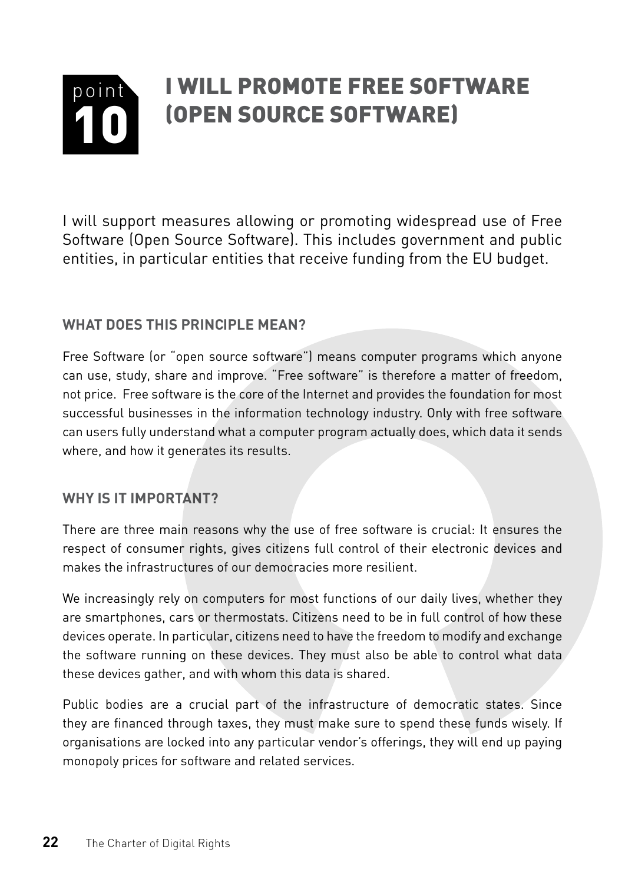# point 10 — I WILL PROMOTE FREE SOFTWARE (OPEN SOURCE SOFTWARE)

I will support measures allowing or promoting widespread use of Free Software (Open Source Software). This includes government and public entities, in particular entities that receive funding from the EU budget.

## WHAT DOES THIS PRINCIPLE MEAN?

Free Software (or "open source software") means computer programs which anyone can use, study, share and improve. "Free software" is therefore a matter of freedom, not price. Free software is the core of the Internet and provides the foundation for most successful businesses in the information technology industry. Only with free software can users fully understand what a computer program actually does, which data it sends where, and how it generates its results.

## WHY IS IT IMPORTANT?

There are three main reasons why the use of free software is crucial: It ensures the respect of consumer rights, gives citizens full control of their electronic devices and makes the infrastructures of our democracies more resilient.

We increasingly rely on computers for most functions of our daily lives, whether they are smartphones, cars or thermostats. Citizens need to be in full control of how these devices operate. In particular, citizens need to have the freedom to modify and exchange the software running on these devices. They must also be able to control what data these devices gather, and with whom this data is shared.

Public bodies are a crucial part of the infrastructure of democratic states. Since they are financed through taxes, they must make sure to spend these funds wisely. If organisations are locked into any particular vendor's offerings, they will end up paying monopoly prices for software and related services.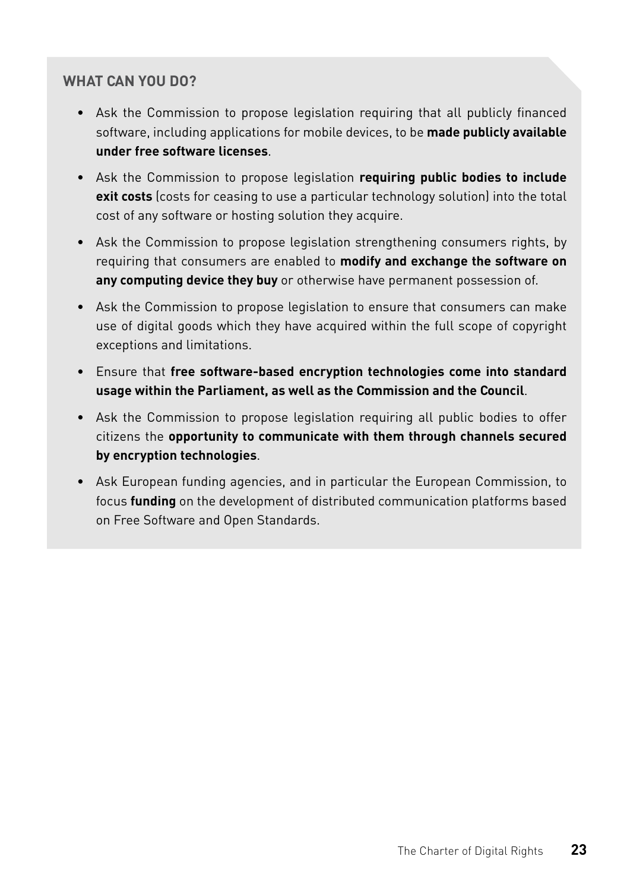## WHAT CAN YOU DO?

- Ask the Commission to propose legislation requiring that all publicly financed software, including applications for mobile devices, to be **made publicly available under free software licenses**.
- Ask the Commission to propose legislation **requiring public bodies to include exit costs** (costs for ceasing to use a particular technology solution) into the total cost of any software or hosting solution they acquire.
- Ask the Commission to propose legislation strengthening consumers rights, by requiring that consumers are enabled to **modify and exchange the software on any computing device they buy** or otherwise have permanent possession of.
- Ask the Commission to propose legislation to ensure that consumers can make use of digital goods which they have acquired within the full scope of copyright exceptions and limitations.
- Ensure that **free software-based encryption technologies come into standard usage within the Parliament, as well as the Commission and the Council**.
- Ask the Commission to propose legislation requiring all public bodies to offer citizens the **opportunity to communicate with them through channels secured by encryption technologies**.
- Ask European funding agencies, and in particular the European Commission, to focus **funding** on the development of distributed communication platforms based on Free Software and Open Standards.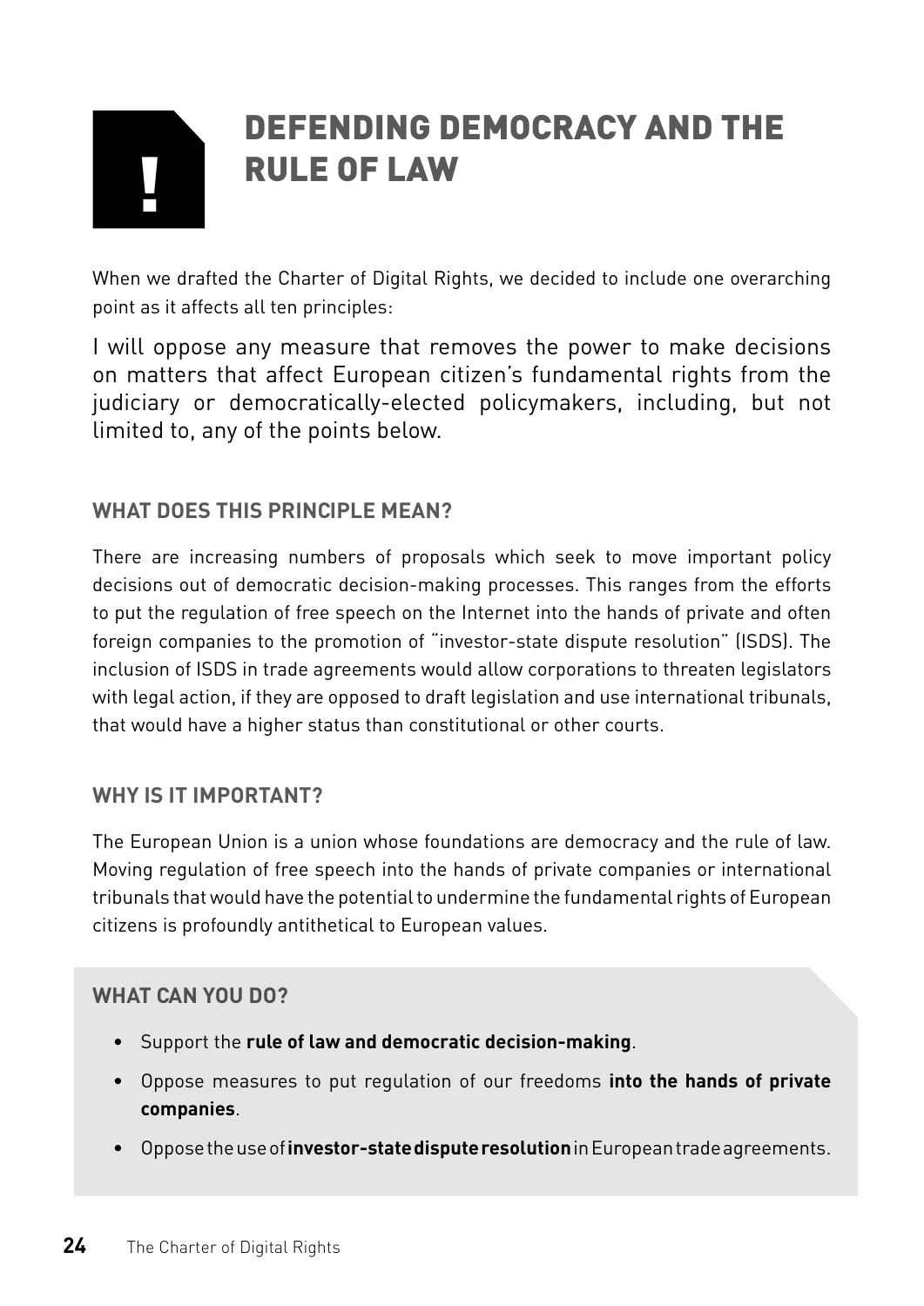# DEFENDING DEMOCRACY AND THE RULE OF LAW

When we drafted the Charter of Digital Rights, we decided to include one overarching point as it affects all ten principles:

I will oppose any measure that removes the power to make decisions on matters that affect European citizen's fundamental rights from the judiciary or democratically-elected policymakers, including, but not limited to, any of the points below.

### WHAT DOES THIS PRINCIPLE MEAN?

There are increasing numbers of proposals which seek to move important policy decisions out of democratic decision-making processes. This ranges from the efforts to put the regulation of free speech on the Internet into the hands of private and often foreign companies to the promotion of "investor-state dispute resolution" (ISDS). The inclusion of ISDS in trade agreements would allow corporations to threaten legislators with legal action, if they are opposed to draft legislation and use international tribunals, that would have a higher status than constitutional or other courts.

### WHY IS IT IMPORTANT?

The European Union is a union whose foundations are democracy and the rule of law. Moving regulation of free speech into the hands of private companies or international tribunals that would have the potential to undermine the fundamental rights of European citizens is profoundly antithetical to European values.

### WHAT CAN YOU DO?

- Support the **rule of law and democratic decision-making**.
- Oppose measures to put regulation of our freedoms **into the hands of private companies**.
- Oppose the use of **investor-state dispute resolution** in European trade agreements.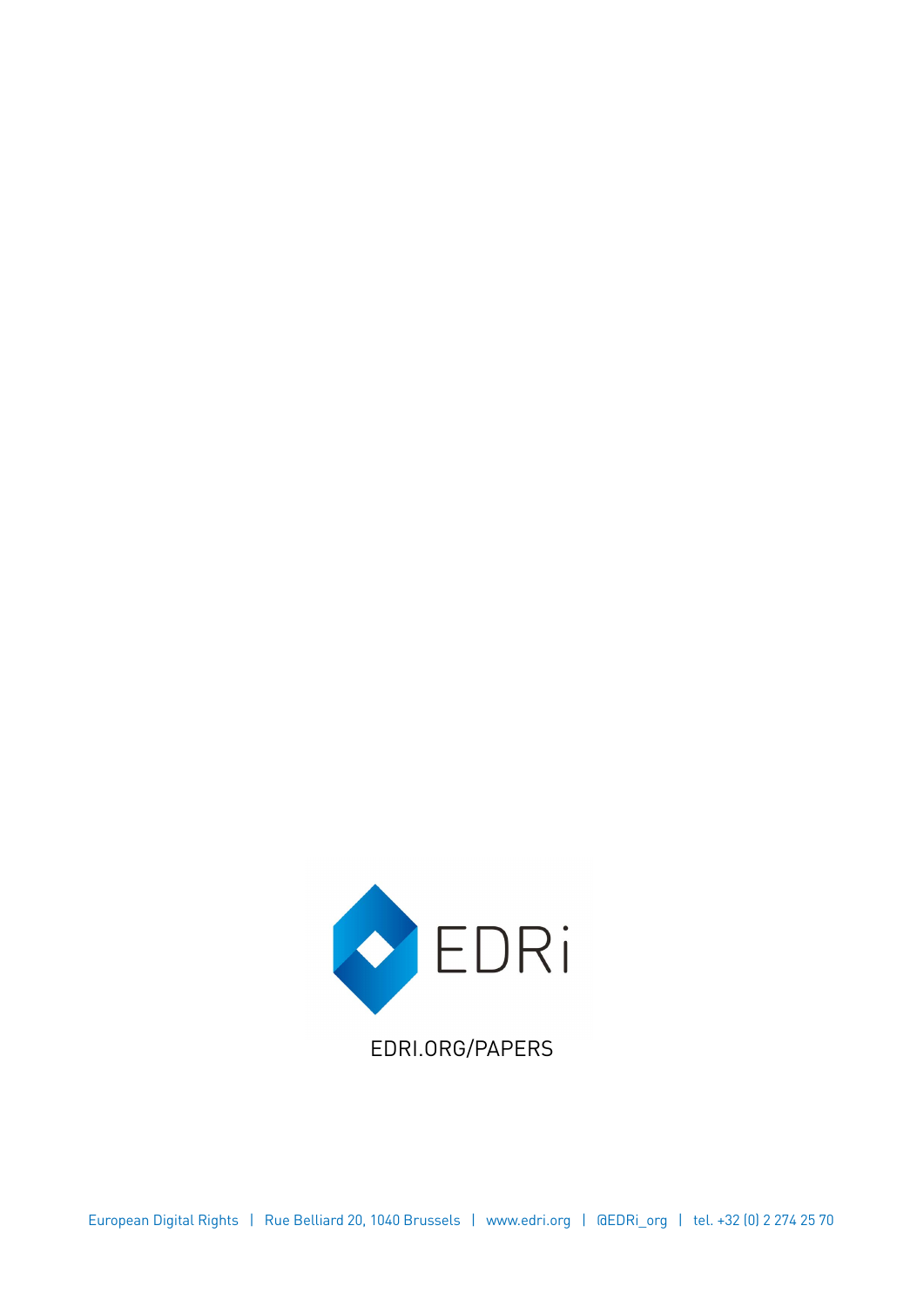EDRi

EDRI.ORG/PAPERS

European Digital Rights | Rue Belliard 20, 1040 Brussels | www.edri.org | @EDRi_org | tel. +32 (0) 2 274 25 70